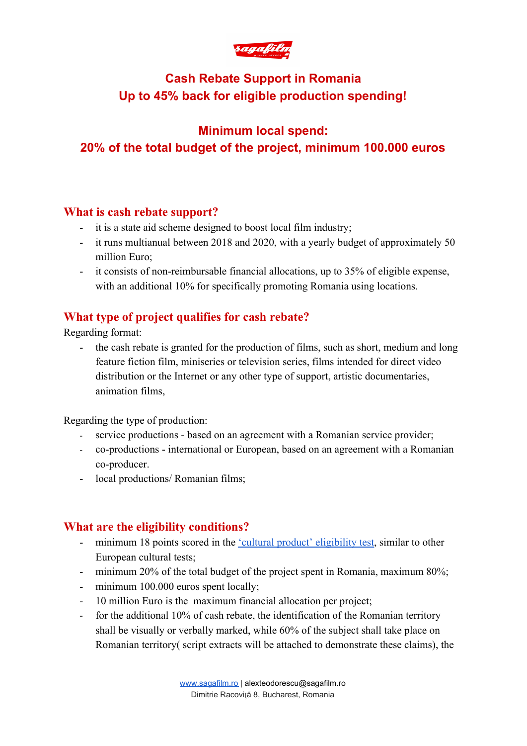# Cash Rebate Support in Romania
# Up to 45% back for eligible production spending!

## Minimum local spend:
## 20% of the total budget of the project, minimum 100.000 euros

## What is cash rebate support?

- it is a state aid scheme designed to boost local film industry;
- it runs multianual between 2018 and 2020, with a yearly budget of approximately 50 million Euro;
- it consists of non-reimbursable financial allocations, up to 35% of eligible expense, with an additional 10% for specifically promoting Romania using locations.

## What type of project qualifies for cash rebate?

Regarding format:

- the cash rebate is granted for the production of films, such as short, medium and long feature fiction film, miniseries or television series, films intended for direct video distribution or the Internet or any other type of support, artistic documentaries, animation films,

Regarding the type of production:

- service productions - based on an agreement with a Romanian service provider;
- co-productions - international or European, based on an agreement with a Romanian co-producer.
- local productions/ Romanian films;

## What are the eligibility conditions?

- minimum 18 points scored in the 'cultural product' eligibility test, similar to other European cultural tests;
- minimum 20% of the total budget of the project spent in Romania, maximum 80%;
- minimum 100.000 euros spent locally;
- 10 million Euro is the maximum financial allocation per project;
- for the additional 10% of cash rebate, the identification of the Romanian territory shall be visually or verbally marked, while 60% of the subject shall take place on Romanian territory( script extracts will be attached to demonstrate these claims), the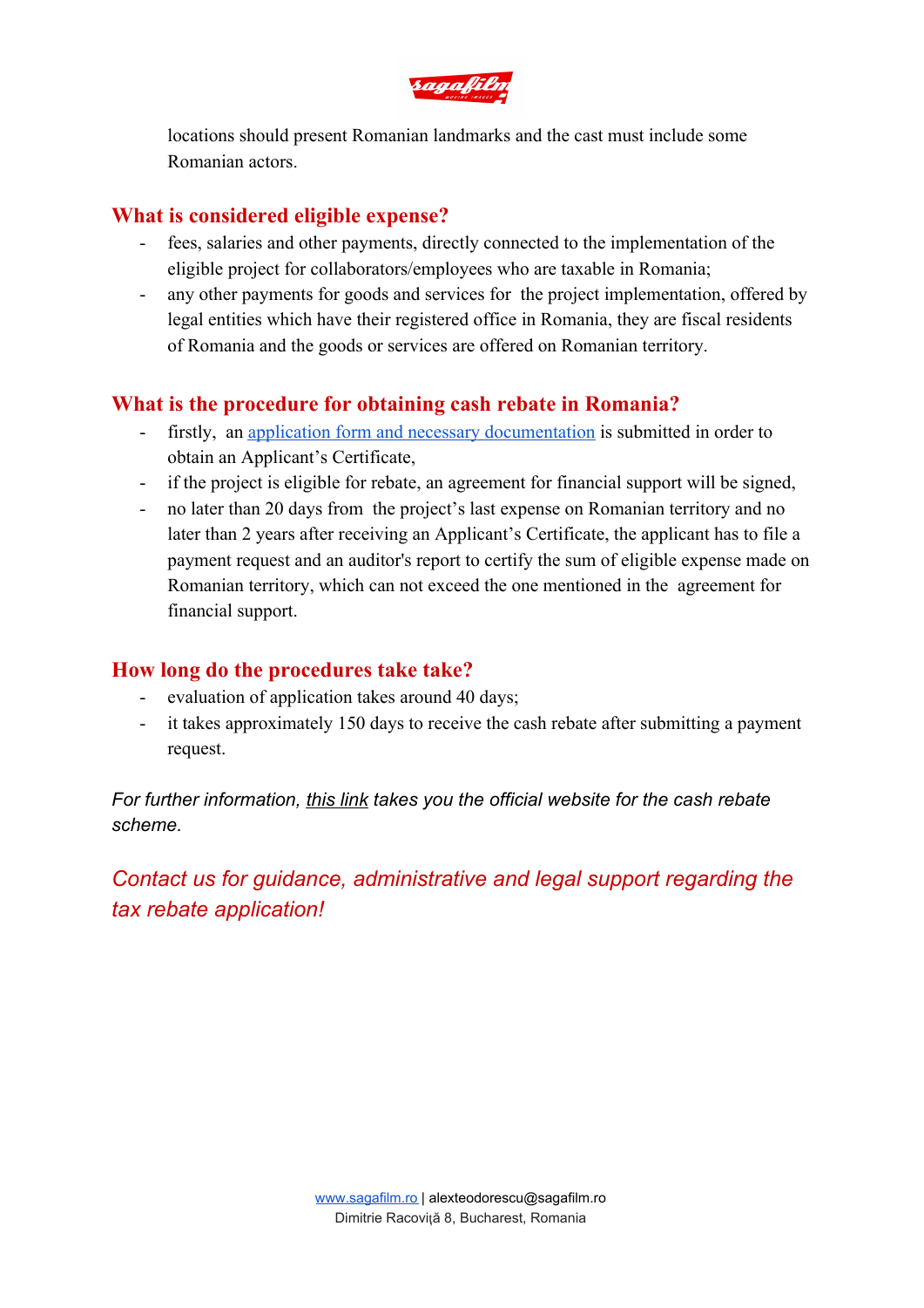locations should present Romanian landmarks and the cast must include some Romanian actors.

## What is considered eligible expense?

- fees, salaries and other payments, directly connected to the implementation of the eligible project for collaborators/employees who are taxable in Romania;
- any other payments for goods and services for the project implementation, offered by legal entities which have their registered office in Romania, they are fiscal residents of Romania and the goods or services are offered on Romanian territory.

## What is the procedure for obtaining cash rebate in Romania?

- firstly, an application form and necessary documentation is submitted in order to obtain an Applicant's Certificate,
- if the project is eligible for rebate, an agreement for financial support will be signed,
- no later than 20 days from the project's last expense on Romanian territory and no later than 2 years after receiving an Applicant's Certificate, the applicant has to file a payment request and an auditor's report to certify the sum of eligible expense made on Romanian territory, which can not exceed the one mentioned in the agreement for financial support.

## How long do the procedures take take?

- evaluation of application takes around 40 days;
- it takes approximately 150 days to receive the cash rebate after submitting a payment request.

*For further information, this link takes you the official website for the cash rebate scheme.*

*Contact us for guidance, administrative and legal support regarding the tax rebate application!*

www.sagafilm.ro | alexteodorescu@sagafilm.ro
Dimitrie Racoviță 8, Bucharest, Romania